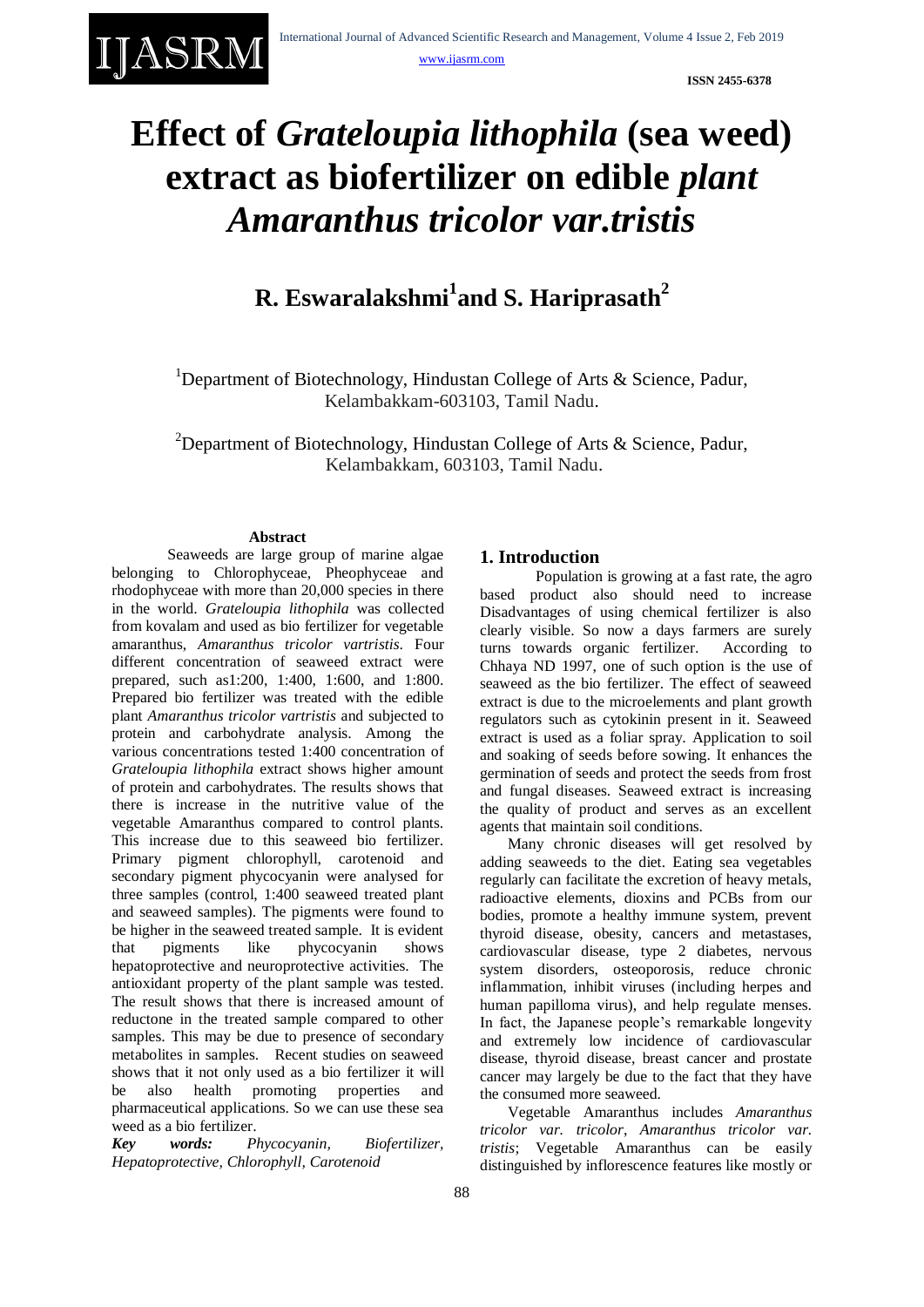# Effect of *Grateloupia lithophila* (sea weed) extract as biofertilizer on edible *plant Amaranthus tricolor var.tristis*

## R. Eswaralakshmi[1] and S. Hariprasath[2]

[1]Department of Biotechnology, Hindustan College of Arts & Science, Padur, Kelambakkam-603103, Tamil Nadu.

[2]Department of Biotechnology, Hindustan College of Arts & Science, Padur, Kelambakkam, 603103, Tamil Nadu.

### Abstract

Seaweeds are large group of marine algae belonging to Chlorophyceae, Pheophyceae and rhodophyceae with more than 20,000 species in there in the world. *Grateloupia lithophila* was collected from kovalam and used as bio fertilizer for vegetable amaranthus, *Amaranthus tricolor vartristis*. Four different concentration of seaweed extract were prepared, such as1:200, 1:400, 1:600, and 1:800. Prepared bio fertilizer was treated with the edible plant *Amaranthus tricolor vartristis* and subjected to protein and carbohydrate analysis. Among the various concentrations tested 1:400 concentration of *Grateloupia lithophila* extract shows higher amount of protein and carbohydrates. The results shows that there is increase in the nutritive value of the vegetable Amaranthus compared to control plants. This increase due to this seaweed bio fertilizer. Primary pigment chlorophyll, carotenoid and secondary pigment phycocyanin were analysed for three samples (control, 1:400 seaweed treated plant and seaweed samples). The pigments were found to be higher in the seaweed treated sample. It is evident that pigments like phycocyanin shows hepatoprotective and neuroprotective activities. The antioxidant property of the plant sample was tested. The result shows that there is increased amount of reductone in the treated sample compared to other samples. This may be due to presence of secondary metabolites in samples. Recent studies on seaweed shows that it not only used as a bio fertilizer it will be also health promoting properties and pharmaceutical applications. So we can use these sea weed as a bio fertilizer.

***Key words:*** *Phycocyanin, Biofertilizer, Hepatoprotective, Chlorophyll, Carotenoid*

## 1. Introduction

Population is growing at a fast rate, the agro based product also should need to increase Disadvantages of using chemical fertilizer is also clearly visible. So now a days farmers are surely turns towards organic fertilizer. According to Chhaya ND 1997, one of such option is the use of seaweed as the bio fertilizer. The effect of seaweed extract is due to the microelements and plant growth regulators such as cytokinin present in it. Seaweed extract is used as a foliar spray. Application to soil and soaking of seeds before sowing. It enhances the germination of seeds and protect the seeds from frost and fungal diseases. Seaweed extract is increasing the quality of product and serves as an excellent agents that maintain soil conditions.

Many chronic diseases will get resolved by adding seaweeds to the diet. Eating sea vegetables regularly can facilitate the excretion of heavy metals, radioactive elements, dioxins and PCBs from our bodies, promote a healthy immune system, prevent thyroid disease, obesity, cancers and metastases, cardiovascular disease, type 2 diabetes, nervous system disorders, osteoporosis, reduce chronic inflammation, inhibit viruses (including herpes and human papilloma virus), and help regulate menses. In fact, the Japanese people's remarkable longevity and extremely low incidence of cardiovascular disease, thyroid disease, breast cancer and prostate cancer may largely be due to the fact that they have the consumed more seaweed.

Vegetable Amaranthus includes *Amaranthus tricolor var. tricolor*, *Amaranthus tricolor var. tristis*; Vegetable Amaranthus can be easily distinguished by inflorescence features like mostly or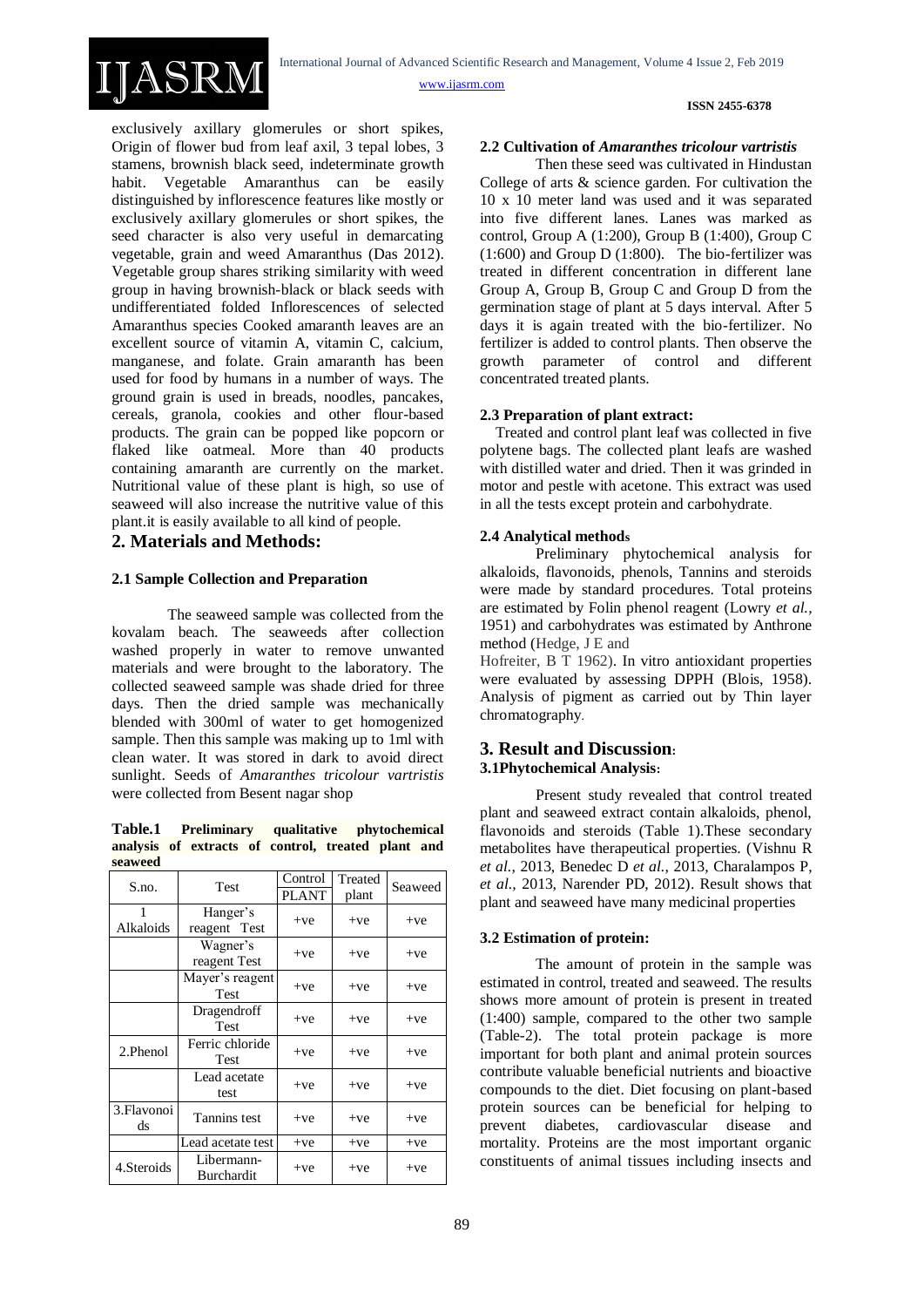exclusively axillary glomerules or short spikes, Origin of flower bud from leaf axil, 3 tepal lobes, 3 stamens, brownish black seed, indeterminate growth habit. Vegetable Amaranthus can be easily distinguished by inflorescence features like mostly or exclusively axillary glomerules or short spikes, the seed character is also very useful in demarcating vegetable, grain and weed Amaranthus (Das 2012). Vegetable group shares striking similarity with weed group in having brownish-black or black seeds with undifferentiated folded Inflorescences of selected Amaranthus species Cooked amaranth leaves are an excellent source of vitamin A, vitamin C, calcium, manganese, and folate. Grain amaranth has been used for food by humans in a number of ways. The ground grain is used in breads, noodles, pancakes, cereals, granola, cookies and other flour-based products. The grain can be popped like popcorn or flaked like oatmeal. More than 40 products containing amaranth are currently on the market. Nutritional value of these plant is high, so use of seaweed will also increase the nutritive value of this plant.it is easily available to all kind of people.

## 2. Materials and Methods:

### 2.1 Sample Collection and Preparation

The seaweed sample was collected from the kovalam beach. The seaweeds after collection washed properly in water to remove unwanted materials and were brought to the laboratory. The collected seaweed sample was shade dried for three days. Then the dried sample was mechanically blended with 300ml of water to get homogenized sample. Then this sample was making up to 1ml with clean water. It was stored in dark to avoid direct sunlight. Seeds of *Amaranthes tricolour vartristis* were collected from Besent nagar shop

**Table.1 Preliminary qualitative phytochemical analysis of extracts of control, treated plant and seaweed**

| S.no. | Test | Control PLANT | Treated plant | Seaweed |
|---|---|---|---|---|
| 1 Alkaloids | Hanger's reagent Test | +ve | +ve | +ve |
| | Wagner's reagent Test | +ve | +ve | +ve |
| | Mayer's reagent Test | +ve | +ve | +ve |
| | Dragendroff Test | +ve | +ve | +ve |
| 2.Phenol | Ferric chloride Test | +ve | +ve | +ve |
| | Lead acetate test | +ve | +ve | +ve |
| 3.Flavonoids | Tannins test | +ve | +ve | +ve |
| | Lead acetate test | +ve | +ve | +ve |
| 4.Steroids | Libermann-Burchardit | +ve | +ve | +ve |

### 2.2 Cultivation of *Amaranthes tricolour vartristis*

Then these seed was cultivated in Hindustan College of arts & science garden. For cultivation the 10 x 10 meter land was used and it was separated into five different lanes. Lanes was marked as control, Group A (1:200), Group B (1:400), Group C (1:600) and Group D (1:800). The bio-fertilizer was treated in different concentration in different lane Group A, Group B, Group C and Group D from the germination stage of plant at 5 days interval. After 5 days it is again treated with the bio-fertilizer. No fertilizer is added to control plants. Then observe the growth parameter of control and different concentrated treated plants.

### 2.3 Preparation of plant extract:

Treated and control plant leaf was collected in five polytene bags. The collected plant leafs are washed with distilled water and dried. Then it was grinded in motor and pestle with acetone. This extract was used in all the tests except protein and carbohydrate.

### 2.4 Analytical methods

Preliminary phytochemical analysis for alkaloids, flavonoids, phenols, Tannins and steroids were made by standard procedures. Total proteins are estimated by Folin phenol reagent (Lowry *et al.,* 1951) and carbohydrates was estimated by Anthrone method (Hedge, J E and Hofreiter, B T 1962). In vitro antioxidant properties were evaluated by assessing DPPH (Blois, 1958). Analysis of pigment as carried out by Thin layer chromatography.

## 3. Result and Discussion:

### 3.1Phytochemical Analysis:

Present study revealed that control treated plant and seaweed extract contain alkaloids, phenol, flavonoids and steroids (Table 1).These secondary metabolites have therapeutical properties. (Vishnu R *et al.,* 2013, Benedec D *et al.,* 2013, Charalampos P, *et al.,* 2013, Narender PD, 2012). Result shows that plant and seaweed have many medicinal properties

### 3.2 Estimation of protein:

The amount of protein in the sample was estimated in control, treated and seaweed. The results shows more amount of protein is present in treated (1:400) sample, compared to the other two sample (Table-2). The total protein package is more important for both plant and animal protein sources contribute valuable beneficial nutrients and bioactive compounds to the diet. Diet focusing on plant-based protein sources can be beneficial for helping to prevent diabetes, cardiovascular disease and mortality. Proteins are the most important organic constituents of animal tissues including insects and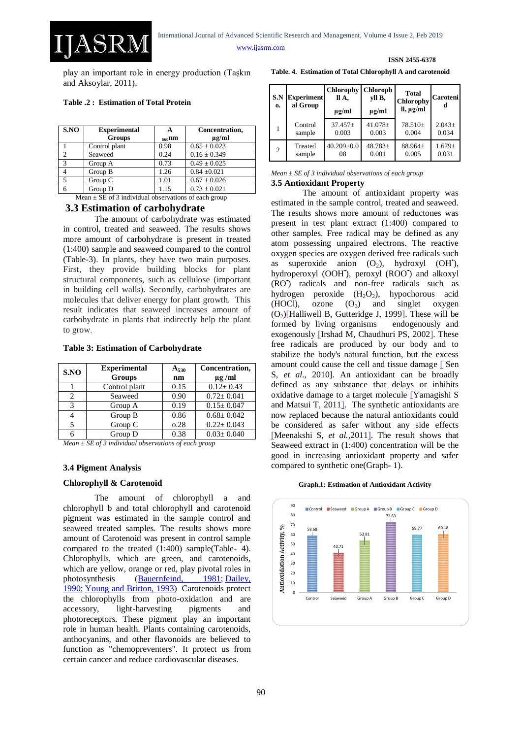play an important role in energy production (Taşkın and Aksoylar, 2011).

**Table .2 : Estimation of Total Protein**

| S.NO | Experimental Groups | A $_{660}$nm | Concentration, μg/ml |
|---|---|---|---|
| 1 | Control plant | 0.98 | 0.65 ± 0.023 |
| 2 | Seaweed | 0.24 | 0.16 ± 0.349 |
| 3 | Group A | 0.73 | 0.49 ± 0.025 |
| 4 | Group B | 1.26 | 0.84 ±0.021 |
| 5 | Group C | 1.01 | 0.67 ± 0.026 |
| 6 | Group D | 1.15 | 0.73 ± 0.021 |

Mean ± SE of 3 individual observations of each group

## 3.3 Estimation of carbohydrate

The amount of carbohydrate was estimated in control, treated and seaweed. The results shows more amount of carbohydrate is present in treated (1:400) sample and seaweed compared to the control (Table-3). In plants, they have two main purposes. First, they provide building blocks for plant structural components, such as cellulose (important in building cell walls). Secondly, carbohydrates are molecules that deliver energy for plant growth. This result indicates that seaweed increases amount of carbohydrate in plants that indirectly help the plant to grow.

**Table 3: Estimation of Carbohydrate**

| S.NO | Experimental Groups | A$_{530}$ nm | Concentration, μg /ml |
|---|---|---|---|
| 1 | Control plant | 0.15 | 0.12± 0.43 |
| 2 | Seaweed | 0.90 | 0.72± 0.041 |
| 3 | Group A | 0.19 | 0.15± 0.047 |
| 4 | Group B | 0.86 | 0.68± 0.042 |
| 5 | Group C | o.28 | 0.22± 0.043 |
| 6 | Group D | 0.38 | 0.03± 0.040 |

*Mean ± SE of 3 individual observations of each group*

### 3.4 Pigment Analysis

### Chlorophyll & Carotenoid

The amount of chlorophyll a and chlorophyll b and total chlorophyll and carotenoid pigment was estimated in the sample control and seaweed treated samples. The results shows more amount of Carotenoid was present in control sample compared to the treated (1:400) sample(Table- 4). Chlorophylls, which are green, and carotenoids, which are yellow, orange or red, play pivotal roles in photosynthesis (Bauernfeind, 1981; Dailey, 1990; Young and Britton, 1993) Carotenoids protect the chlorophylls from photo-oxidation and are accessory, light-harvesting pigments and photoreceptors. These pigment play an important role in human health. Plants containing carotenoids, anthocyanins, and other flavonoids are believed to function as "chemopreventers". It protect us from certain cancer and reduce cardiovascular diseases.

**Table. 4. Estimation of Total Chlorophyll A and carotenoid**

| S.No. | Experimental Group | Chlorophyll A, μg/ml | Chlorophyll B, μg/ml | Total Chlorophyll, μg/ml | Carotenoid |
|---|---|---|---|---|---|
| 1 | Control sample | 37.457± 0.003 | 41.078± 0.003 | 78.510± 0.004 | 2.043± 0.034 |
| 2 | Treated sample | 40.209±0.008 | 48.783± 0.001 | 88.964± 0.005 | 1.679± 0.031 |

*Mean ± SE of 3 individual observations of each group*

### 3.5 Antioxidant Property

The amount of antioxidant property was estimated in the sample control, treated and seaweed. The results shows more amount of reductones was present in test plant extract (1:400) compared to other samples. Free radical may be defined as any atom possessing unpaired electrons. The reactive oxygen species are oxygen derived free radicals such as superoxide anion ($O_2$), hydroxyl ($OH^•$), hydroperoxyl ($OOH^•$), peroxyl ($ROO^•$) and alkoxyl ($RO^•$) radicals and non-free radicals such as hydrogen peroxide ($H_2O_2$), hypochorous acid (HOCl), ozone ($O_3$) and singlet oxygen ($O_2$)[Halliwell B, Gutteridge J, 1999]. These will be formed by living organisms endogenously and exogenously [Irshad M, Chaudhuri PS, 2002]. These free radicals are produced by our body and to stabilize the body's natural function, but the excess amount could cause the cell and tissue damage [ Sen S, *et al.*, 2010]. An antioxidant can be broadly defined as any substance that delays or inhibits oxidative damage to a target molecule [Yamagishi S and Matsui T, 2011]. The synthetic antioxidants are now replaced because the natural antioxidants could be considered as safer without any side effects [Meenakshi S, *et al.*,2011]. The result shows that Seaweed extract in (1:400) concentration will be the good in increasing antioxidant property and safer compared to synthetic one(Graph- 1).

**Graph.1: Estimation of Antioxidant Activity**

| Group | Antioxidation Activity, % |
|---|---|
| Control | 58.68 |
| Seaweed | 40.71 |
| Group A | 53.81 |
| Group B | 72.63 |
| Group C | 59.77 |
| Group D | 60.18 |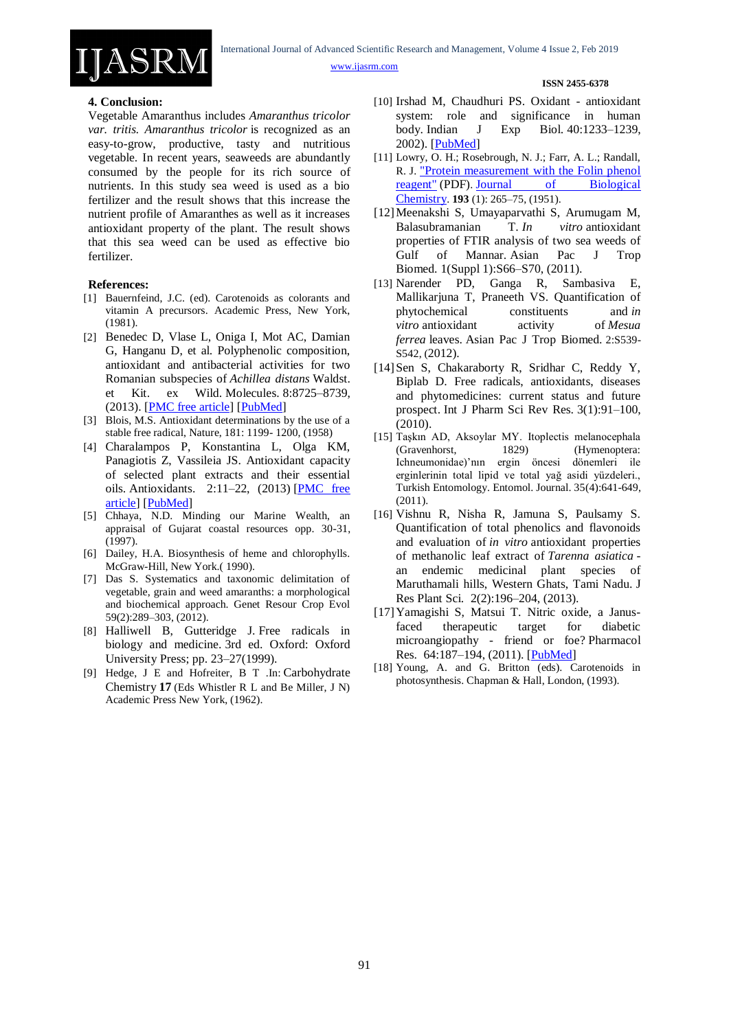## 4. Conclusion:

Vegetable Amaranthus includes *Amaranthus tricolor var. tritis. Amaranthus tricolor* is recognized as an easy-to-grow, productive, tasty and nutritious vegetable. In recent years, seaweeds are abundantly consumed by the people for its rich source of nutrients. In this study sea weed is used as a bio fertilizer and the result shows that this increase the nutrient profile of Amaranthes as well as it increases antioxidant property of the plant. The result shows that this sea weed can be used as effective bio fertilizer.

## References:

[1] Bauernfeind, J.C. (ed). Carotenoids as colorants and vitamin A precursors. Academic Press, New York, (1981).

[2] Benedec D, Vlase L, Oniga I, Mot AC, Damian G, Hanganu D, et al. Polyphenolic composition, antioxidant and antibacterial activities for two Romanian subspecies of *Achillea distans* Waldst. et Kit. ex Wild. Molecules. 8:8725–8739, (2013). [PMC free article] [PubMed]

[3] Blois, M.S. Antioxidant determinations by the use of a stable free radical, Nature, 181: 1199- 1200, (1958)

[4] Charalampos P, Konstantina L, Olga KM, Panagiotis Z, Vassileia JS. Antioxidant capacity of selected plant extracts and their essential oils. Antioxidants. 2:11–22, (2013) [PMC free article] [PubMed]

[5] Chhaya, N.D. Minding our Marine Wealth, an appraisal of Gujarat coastal resources opp. 30-31, (1997).

[6] Dailey, H.A. Biosynthesis of heme and chlorophylls. McGraw-Hill, New York.( 1990).

[7] Das S. Systematics and taxonomic delimitation of vegetable, grain and weed amaranths: a morphological and biochemical approach. Genet Resour Crop Evol 59(2):289–303, (2012).

[8] Halliwell B, Gutteridge J. Free radicals in biology and medicine. 3rd ed. Oxford: Oxford University Press; pp. 23–27(1999).

[9] Hedge, J E and Hofreiter, B T .In: Carbohydrate Chemistry **17** (Eds Whistler R L and Be Miller, J N) Academic Press New York, (1962).

[10] Irshad M, Chaudhuri PS. Oxidant - antioxidant system: role and significance in human body. Indian J Exp Biol. 40:1233–1239, 2002). [PubMed]

[11] Lowry, O. H.; Rosebrough, N. J.; Farr, A. L.; Randall, R. J. "Protein measurement with the Folin phenol reagent" (PDF). Journal of Biological Chemistry. **193** (1): 265–75, (1951).

[12] Meenakshi S, Umayaparvathi S, Arumugam M, Balasubramanian T. *In vitro* antioxidant properties of FTIR analysis of two sea weeds of Gulf of Mannar. Asian Pac J Trop Biomed. 1(Suppl 1):S66–S70, (2011).

[13] Narender PD, Ganga R, Sambasiva E, Mallikarjuna T, Praneeth VS. Quantification of phytochemical constituents and *in vitro* antioxidant activity of *Mesua ferrea* leaves. Asian Pac J Trop Biomed. 2:S539-S542, (2012).

[14] Sen S, Chakaraborty R, Sridhar C, Reddy Y, Biplab D. Free radicals, antioxidants, diseases and phytomedicines: current status and future prospect. Int J Pharm Sci Rev Res. 3(1):91–100, (2010).

[15] Taşkın AD, Aksoylar MY. Itoplectis melanocephala (Gravenhorst, 1829) (Hymenoptera: Ichneumonidae)'nın ergin öncesi dönemleri ile erginlerinin total lipid ve total yağ asidi yüzdeleri., Turkish Entomology. Entomol. Journal. 35(4):641-649, (2011).

[16] Vishnu R, Nisha R, Jamuna S, Paulsamy S. Quantification of total phenolics and flavonoids and evaluation of *in vitro* antioxidant properties of methanolic leaf extract of *Tarenna asiatica* - an endemic medicinal plant species of Maruthamali hills, Western Ghats, Tami Nadu. J Res Plant Sci. 2(2):196–204, (2013).

[17] Yamagishi S, Matsui T. Nitric oxide, a Janus-faced therapeutic target for diabetic microangiopathy - friend or foe? Pharmacol Res. 64:187–194, (2011). [PubMed]

[18] Young, A. and G. Britton (eds). Carotenoids in photosynthesis. Chapman & Hall, London, (1993).